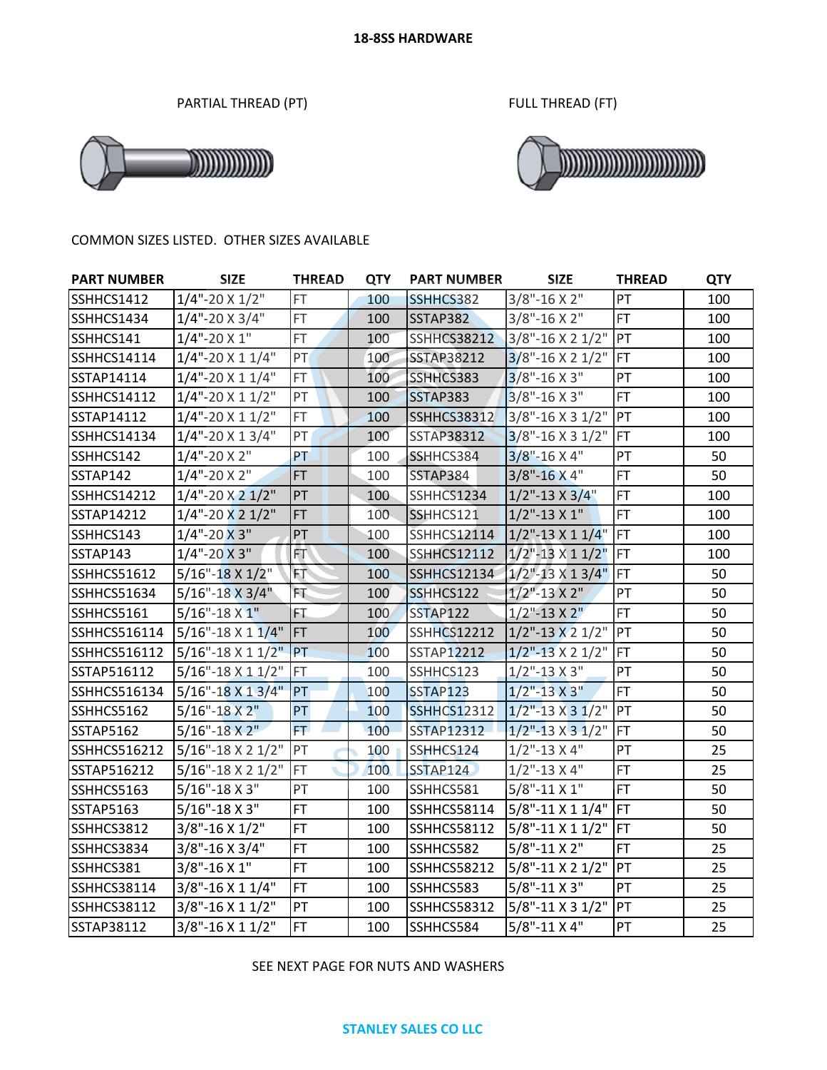# 18-8SS HARDWARE

PARTIAL THREAD (PT)

FULL THREAD (FT)

COMMON SIZES LISTED. OTHER SIZES AVAILABLE

| PART NUMBER | SIZE | THREAD | QTY | PART NUMBER | SIZE | THREAD | QTY |
|---|---|---|---|---|---|---|---|
| SSHHCS1412 | 1/4"-20 X 1/2" | FT | 100 | SSHHCS382 | 3/8"-16 X 2" | PT | 100 |
| SSHHCS1434 | 1/4"-20 X 3/4" | FT | 100 | SSTAP382 | 3/8"-16 X 2" | FT | 100 |
| SSHHCS141 | 1/4"-20 X 1" | FT | 100 | SSHHCS38212 | 3/8"-16 X 2 1/2" | PT | 100 |
| SSHHCS14114 | 1/4"-20 X 1 1/4" | PT | 100 | SSTAP38212 | 3/8"-16 X 2 1/2" | FT | 100 |
| SSTAP14114 | 1/4"-20 X 1 1/4" | FT | 100 | SSHHCS383 | 3/8"-16 X 3" | PT | 100 |
| SSHHCS14112 | 1/4"-20 X 1 1/2" | PT | 100 | SSTAP383 | 3/8"-16 X 3" | FT | 100 |
| SSTAP14112 | 1/4"-20 X 1 1/2" | FT | 100 | SSHHCS38312 | 3/8"-16 X 3 1/2" | PT | 100 |
| SSHHCS14134 | 1/4"-20 X 1 3/4" | PT | 100 | SSTAP38312 | 3/8"-16 X 3 1/2" | FT | 100 |
| SSHHCS142 | 1/4"-20 X 2" | PT | 100 | SSHHCS384 | 3/8"-16 X 4" | PT | 50 |
| SSTAP142 | 1/4"-20 X 2" | FT | 100 | SSTAP384 | 3/8"-16 X 4" | FT | 50 |
| SSHHCS14212 | 1/4"-20 X 2 1/2" | PT | 100 | SSHHCS1234 | 1/2"-13 X 3/4" | FT | 100 |
| SSTAP14212 | 1/4"-20 X 2 1/2" | FT | 100 | SSHHCS121 | 1/2"-13 X 1" | FT | 100 |
| SSHHCS143 | 1/4"-20 X 3" | PT | 100 | SSHHCS12114 | 1/2"-13 X 1 1/4" | FT | 100 |
| SSTAP143 | 1/4"-20 X 3" | FT | 100 | SSHHCS12112 | 1/2"-13 X 1 1/2" | FT | 100 |
| SSHHCS51612 | 5/16"-18 X 1/2" | FT | 100 | SSHHCS12134 | 1/2"-13 X 1 3/4" | FT | 50 |
| SSHHCS51634 | 5/16"-18 X 3/4" | FT | 100 | SSHHCS122 | 1/2"-13 X 2" | PT | 50 |
| SSHHCS5161 | 5/16"-18 X 1" | FT | 100 | SSTAP122 | 1/2"-13 X 2" | FT | 50 |
| SSHHCS516114 | 5/16"-18 X 1 1/4" | FT | 100 | SSHHCS12212 | 1/2"-13 X 2 1/2" | PT | 50 |
| SSHHCS516112 | 5/16"-18 X 1 1/2" | PT | 100 | SSTAP12212 | 1/2"-13 X 2 1/2" | FT | 50 |
| SSTAP516112 | 5/16"-18 X 1 1/2" | FT | 100 | SSHHCS123 | 1/2"-13 X 3" | PT | 50 |
| SSHHCS516134 | 5/16"-18 X 1 3/4" | PT | 100 | SSTAP123 | 1/2"-13 X 3" | FT | 50 |
| SSHHCS5162 | 5/16"-18 X 2" | PT | 100 | SSHHCS12312 | 1/2"-13 X 3 1/2" | PT | 50 |
| SSTAP5162 | 5/16"-18 X 2" | FT | 100 | SSTAP12312 | 1/2"-13 X 3 1/2" | FT | 50 |
| SSHHCS516212 | 5/16"-18 X 2 1/2" | PT | 100 | SSHHCS124 | 1/2"-13 X 4" | PT | 25 |
| SSTAP516212 | 5/16"-18 X 2 1/2" | FT | 100 | SSTAP124 | 1/2"-13 X 4" | FT | 25 |
| SSHHCS5163 | 5/16"-18 X 3" | PT | 100 | SSHHCS581 | 5/8"-11 X 1" | FT | 50 |
| SSTAP5163 | 5/16"-18 X 3" | FT | 100 | SSHHCS58114 | 5/8"-11 X 1 1/4" | FT | 50 |
| SSHHCS3812 | 3/8"-16 X 1/2" | FT | 100 | SSHHCS58112 | 5/8"-11 X 1 1/2" | FT | 50 |
| SSHHCS3834 | 3/8"-16 X 3/4" | FT | 100 | SSHHCS582 | 5/8"-11 X 2" | FT | 25 |
| SSHHCS381 | 3/8"-16 X 1" | FT | 100 | SSHHCS58212 | 5/8"-11 X 2 1/2" | PT | 25 |
| SSHHCS38114 | 3/8"-16 X 1 1/4" | FT | 100 | SSHHCS583 | 5/8"-11 X 3" | PT | 25 |
| SSHHCS38112 | 3/8"-16 X 1 1/2" | PT | 100 | SSHHCS58312 | 5/8"-11 X 3 1/2" | PT | 25 |
| SSTAP38112 | 3/8"-16 X 1 1/2" | FT | 100 | SSHHCS584 | 5/8"-11 X 4" | PT | 25 |

SEE NEXT PAGE FOR NUTS AND WASHERS

STANLEY SALES CO LLC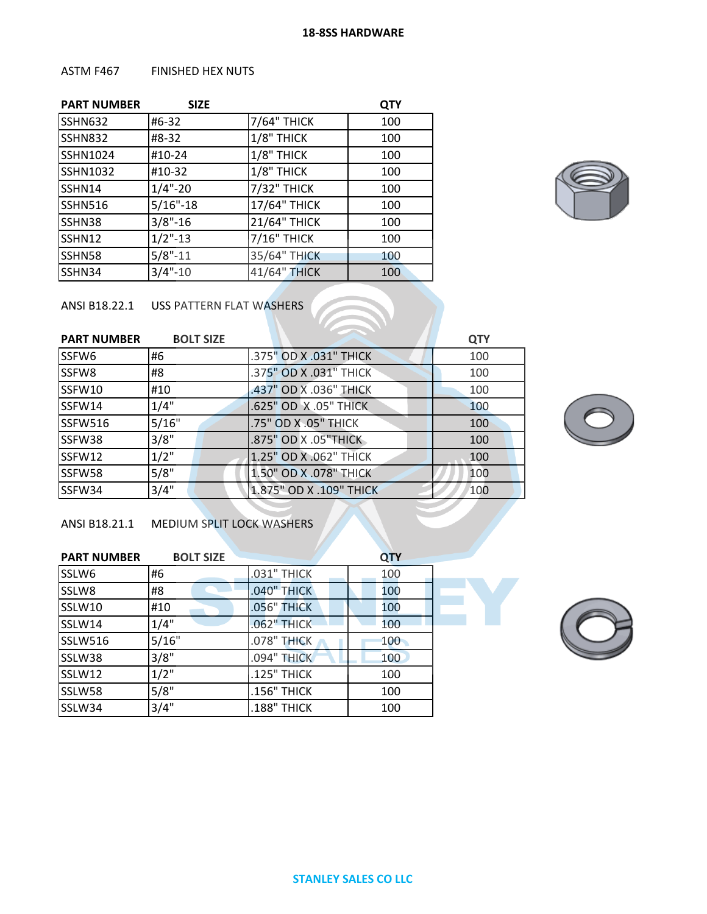# 18-8SS HARDWARE

ASTM F467 FINISHED HEX NUTS

| PART NUMBER | SIZE | | QTY |
|---|---|---|---|
| SSHN632 | #6-32 | 7/64" THICK | 100 |
| SSHN832 | #8-32 | 1/8" THICK | 100 |
| SSHN1024 | #10-24 | 1/8" THICK | 100 |
| SSHN1032 | #10-32 | 1/8" THICK | 100 |
| SSHN14 | 1/4"-20 | 7/32" THICK | 100 |
| SSHN516 | 5/16"-18 | 17/64" THICK | 100 |
| SSHN38 | 3/8"-16 | 21/64" THICK | 100 |
| SSHN12 | 1/2"-13 | 7/16" THICK | 100 |
| SSHN58 | 5/8"-11 | 35/64" THICK | 100 |
| SSHN34 | 3/4"-10 | 41/64" THICK | 100 |

ANSI B18.22.1 USS PATTERN FLAT WASHERS

| PART NUMBER | BOLT SIZE | | QTY |
|---|---|---|---|
| SSFW6 | #6 | .375" OD X .031" THICK | 100 |
| SSFW8 | #8 | .375" OD X .031" THICK | 100 |
| SSFW10 | #10 | .437" OD X .036" THICK | 100 |
| SSFW14 | 1/4" | .625" OD X .05" THICK | 100 |
| SSFW516 | 5/16" | .75" OD X .05" THICK | 100 |
| SSFW38 | 3/8" | .875" OD X .05"THICK | 100 |
| SSFW12 | 1/2" | 1.25" OD X .062" THICK | 100 |
| SSFW58 | 5/8" | 1.50" OD X .078" THICK | 100 |
| SSFW34 | 3/4" | 1.875" OD X .109" THICK | 100 |

ANSI B18.21.1 MEDIUM SPLIT LOCK WASHERS

| PART NUMBER | BOLT SIZE | | QTY |
|---|---|---|---|
| SSLW6 | #6 | .031" THICK | 100 |
| SSLW8 | #8 | .040" THICK | 100 |
| SSLW10 | #10 | .056" THICK | 100 |
| SSLW14 | 1/4" | .062" THICK | 100 |
| SSLW516 | 5/16" | .078" THICK | 100 |
| SSLW38 | 3/8" | .094" THICK | 100 |
| SSLW12 | 1/2" | .125" THICK | 100 |
| SSLW58 | 5/8" | .156" THICK | 100 |
| SSLW34 | 3/4" | .188" THICK | 100 |